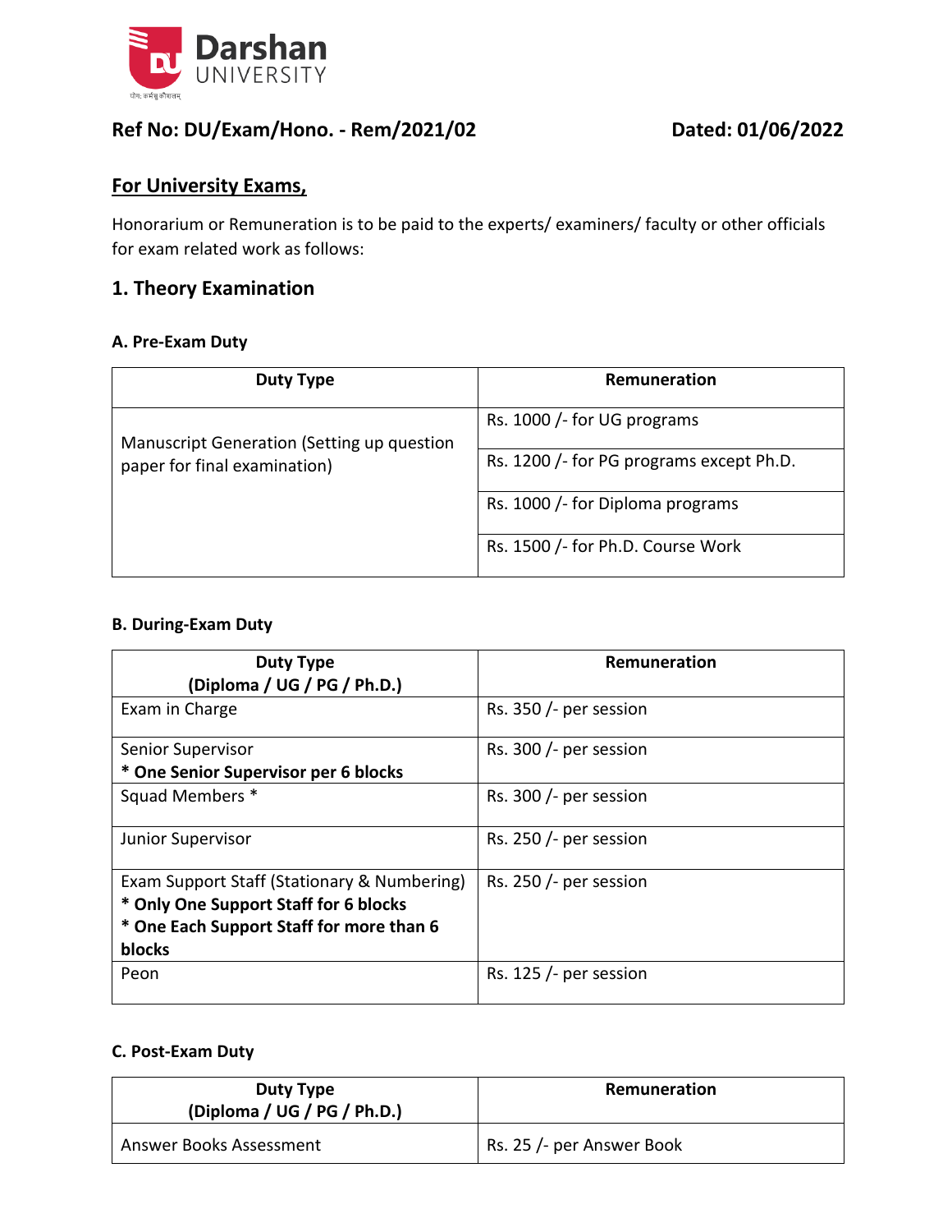Darshan UNIVERSITY

**Ref No: DU/Exam/Hono. - Rem/2021/02** **Dated: 01/06/2022**

## For University Exams,

Honorarium or Remuneration is to be paid to the experts/ examiners/ faculty or other officials for exam related work as follows:

## 1. Theory Examination

### A. Pre-Exam Duty

| Duty Type | Remuneration |
|---|---|
| Manuscript Generation (Setting up question paper for final examination) | Rs. 1000 /- for UG programs |
| | Rs. 1200 /- for PG programs except Ph.D. |
| | Rs. 1000 /- for Diploma programs |
| | Rs. 1500 /- for Ph.D. Course Work |

### B. During-Exam Duty

| Duty Type (Diploma / UG / PG / Ph.D.) | Remuneration |
|---|---|
| Exam in Charge | Rs. 350 /- per session |
| Senior Supervisor **\* One Senior Supervisor per 6 blocks** | Rs. 300 /- per session |
| Squad Members * | Rs. 300 /- per session |
| Junior Supervisor | Rs. 250 /- per session |
| Exam Support Staff (Stationary & Numbering) **\* Only One Support Staff for 6 blocks** **\* One Each Support Staff for more than 6 blocks** | Rs. 250 /- per session |
| Peon | Rs. 125 /- per session |

### C. Post-Exam Duty

| Duty Type (Diploma / UG / PG / Ph.D.) | Remuneration |
|---|---|
| Answer Books Assessment | Rs. 25 /- per Answer Book |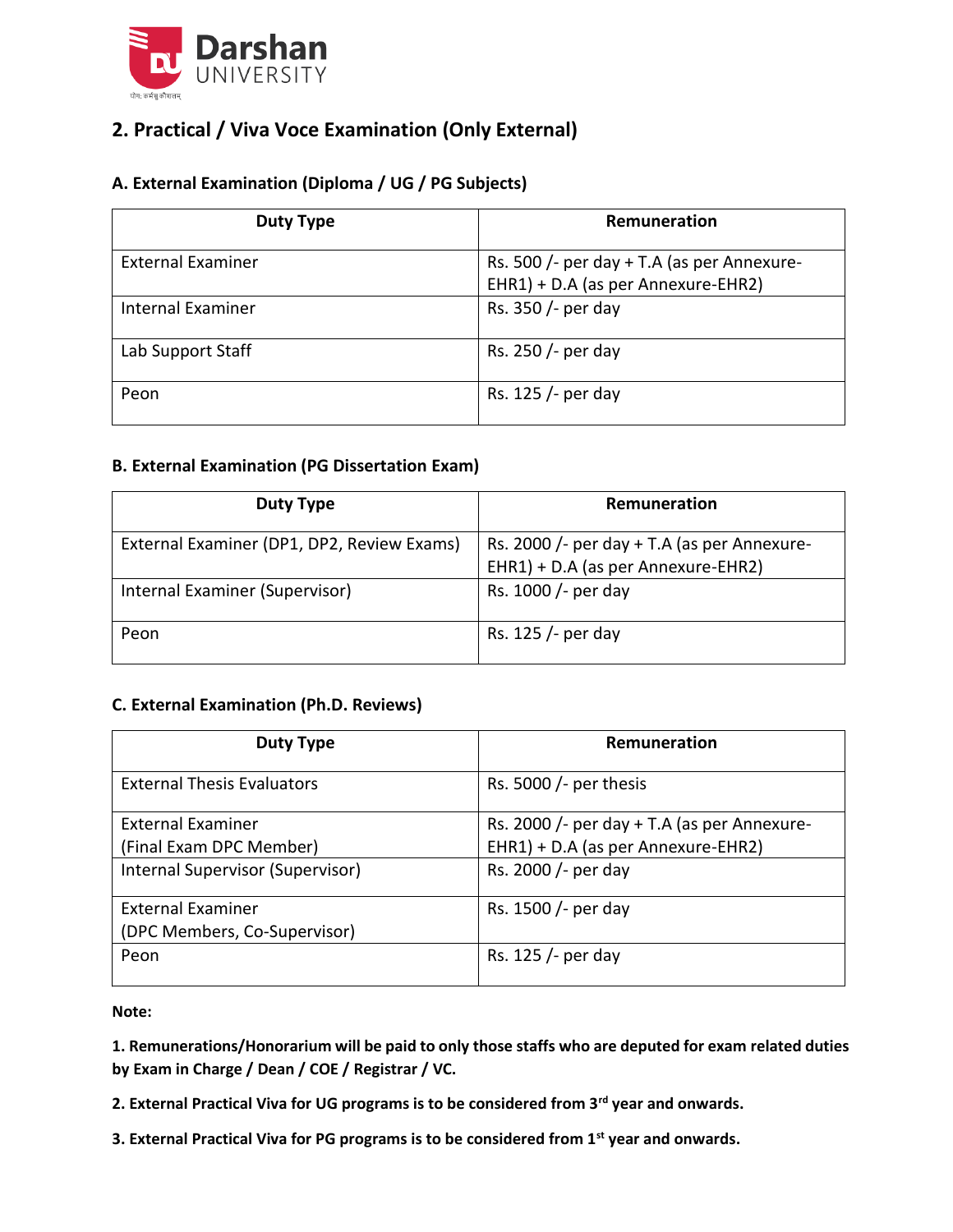## 2. Practical / Viva Voce Examination (Only External)

### A. External Examination (Diploma / UG / PG Subjects)

| Duty Type | Remuneration |
|---|---|
| External Examiner | Rs. 500 /- per day + T.A (as per Annexure-EHR1) + D.A (as per Annexure-EHR2) |
| Internal Examiner | Rs. 350 /- per day |
| Lab Support Staff | Rs. 250 /- per day |
| Peon | Rs. 125 /- per day |

### B. External Examination (PG Dissertation Exam)

| Duty Type | Remuneration |
|---|---|
| External Examiner (DP1, DP2, Review Exams) | Rs. 2000 /- per day + T.A (as per Annexure-EHR1) + D.A (as per Annexure-EHR2) |
| Internal Examiner (Supervisor) | Rs. 1000 /- per day |
| Peon | Rs. 125 /- per day |

### C. External Examination (Ph.D. Reviews)

| Duty Type | Remuneration |
|---|---|
| External Thesis Evaluators | Rs. 5000 /- per thesis |
| External Examiner (Final Exam DPC Member) | Rs. 2000 /- per day + T.A (as per Annexure-EHR1) + D.A (as per Annexure-EHR2) |
| Internal Supervisor (Supervisor) | Rs. 2000 /- per day |
| External Examiner (DPC Members, Co-Supervisor) | Rs. 1500 /- per day |
| Peon | Rs. 125 /- per day |

**Note:**

**1. Remunerations/Honorarium will be paid to only those staffs who are deputed for exam related duties by Exam in Charge / Dean / COE / Registrar / VC.**

**2. External Practical Viva for UG programs is to be considered from 3rd year and onwards.**

**3. External Practical Viva for PG programs is to be considered from 1st year and onwards.**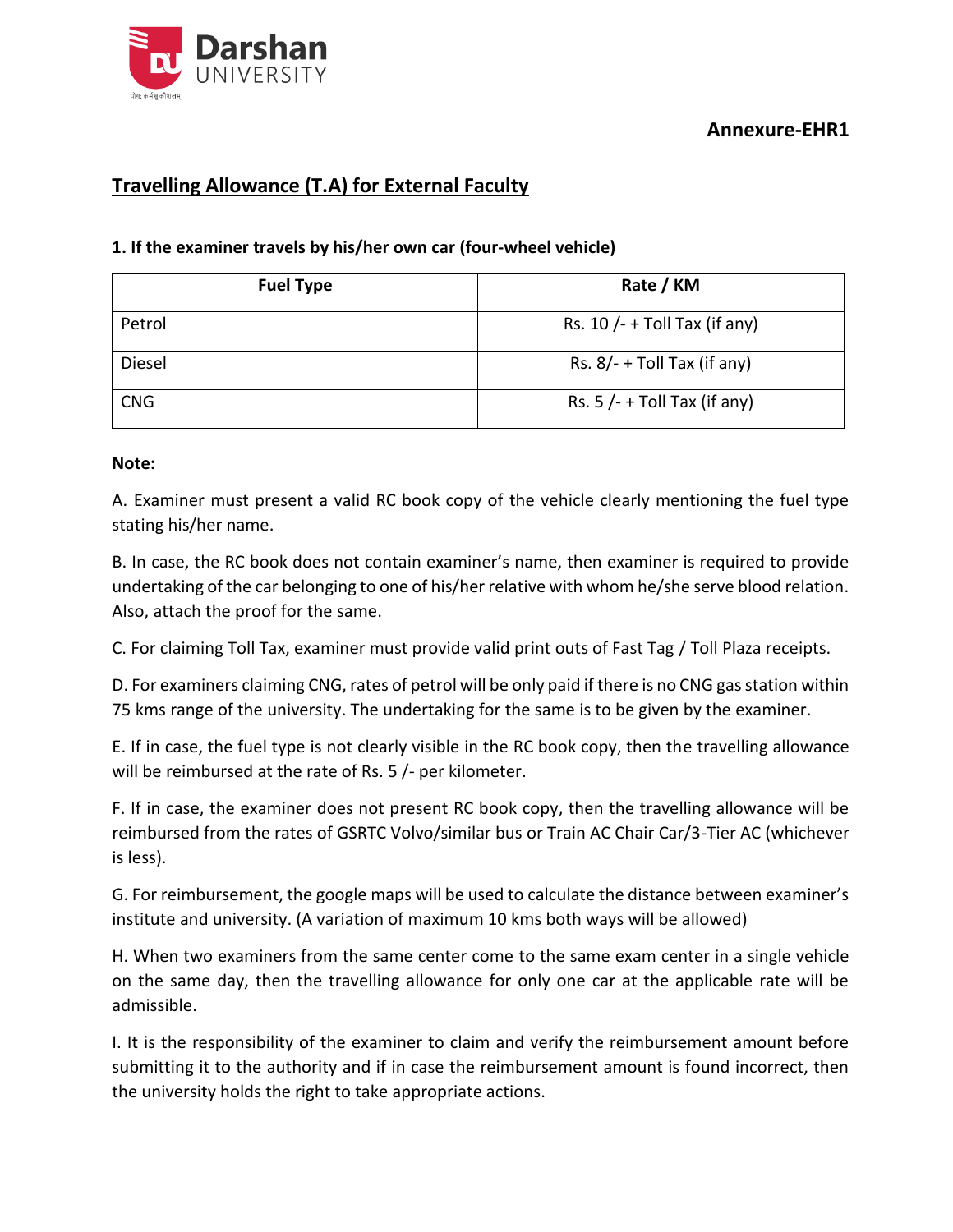Annexure-EHR1

## Travelling Allowance (T.A) for External Faculty

### 1. If the examiner travels by his/her own car (four-wheel vehicle)

| Fuel Type | Rate / KM |
|---|---|
| Petrol | Rs. 10 /- + Toll Tax (if any) |
| Diesel | Rs. 8/- + Toll Tax (if any) |
| CNG | Rs. 5 /- + Toll Tax (if any) |

**Note:**

A. Examiner must present a valid RC book copy of the vehicle clearly mentioning the fuel type stating his/her name.

B. In case, the RC book does not contain examiner's name, then examiner is required to provide undertaking of the car belonging to one of his/her relative with whom he/she serve blood relation. Also, attach the proof for the same.

C. For claiming Toll Tax, examiner must provide valid print outs of Fast Tag / Toll Plaza receipts.

D. For examiners claiming CNG, rates of petrol will be only paid if there is no CNG gas station within 75 kms range of the university. The undertaking for the same is to be given by the examiner.

E. If in case, the fuel type is not clearly visible in the RC book copy, then the travelling allowance will be reimbursed at the rate of Rs. 5 /- per kilometer.

F. If in case, the examiner does not present RC book copy, then the travelling allowance will be reimbursed from the rates of GSRTC Volvo/similar bus or Train AC Chair Car/3-Tier AC (whichever is less).

G. For reimbursement, the google maps will be used to calculate the distance between examiner's institute and university. (A variation of maximum 10 kms both ways will be allowed)

H. When two examiners from the same center come to the same exam center in a single vehicle on the same day, then the travelling allowance for only one car at the applicable rate will be admissible.

I. It is the responsibility of the examiner to claim and verify the reimbursement amount before submitting it to the authority and if in case the reimbursement amount is found incorrect, then the university holds the right to take appropriate actions.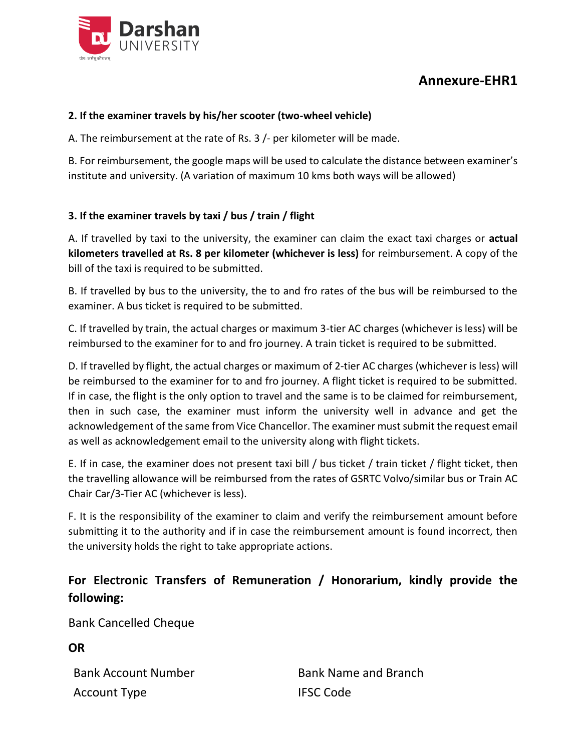## Annexure-EHR1

**2. If the examiner travels by his/her scooter (two-wheel vehicle)**

A. The reimbursement at the rate of Rs. 3 /- per kilometer will be made.

B. For reimbursement, the google maps will be used to calculate the distance between examiner's institute and university. (A variation of maximum 10 kms both ways will be allowed)

**3. If the examiner travels by taxi / bus / train / flight**

A. If travelled by taxi to the university, the examiner can claim the exact taxi charges or **actual kilometers travelled at Rs. 8 per kilometer (whichever is less)** for reimbursement. A copy of the bill of the taxi is required to be submitted.

B. If travelled by bus to the university, the to and fro rates of the bus will be reimbursed to the examiner. A bus ticket is required to be submitted.

C. If travelled by train, the actual charges or maximum 3-tier AC charges (whichever is less) will be reimbursed to the examiner for to and fro journey. A train ticket is required to be submitted.

D. If travelled by flight, the actual charges or maximum of 2-tier AC charges (whichever is less) will be reimbursed to the examiner for to and fro journey. A flight ticket is required to be submitted. If in case, the flight is the only option to travel and the same is to be claimed for reimbursement, then in such case, the examiner must inform the university well in advance and get the acknowledgement of the same from Vice Chancellor. The examiner must submit the request email as well as acknowledgement email to the university along with flight tickets.

E. If in case, the examiner does not present taxi bill / bus ticket / train ticket / flight ticket, then the travelling allowance will be reimbursed from the rates of GSRTC Volvo/similar bus or Train AC Chair Car/3-Tier AC (whichever is less).

F. It is the responsibility of the examiner to claim and verify the reimbursement amount before submitting it to the authority and if in case the reimbursement amount is found incorrect, then the university holds the right to take appropriate actions.

### For Electronic Transfers of Remuneration / Honorarium, kindly provide the following:

Bank Cancelled Cheque

**OR**

Bank Account Number

Account Type

Bank Name and Branch

IFSC Code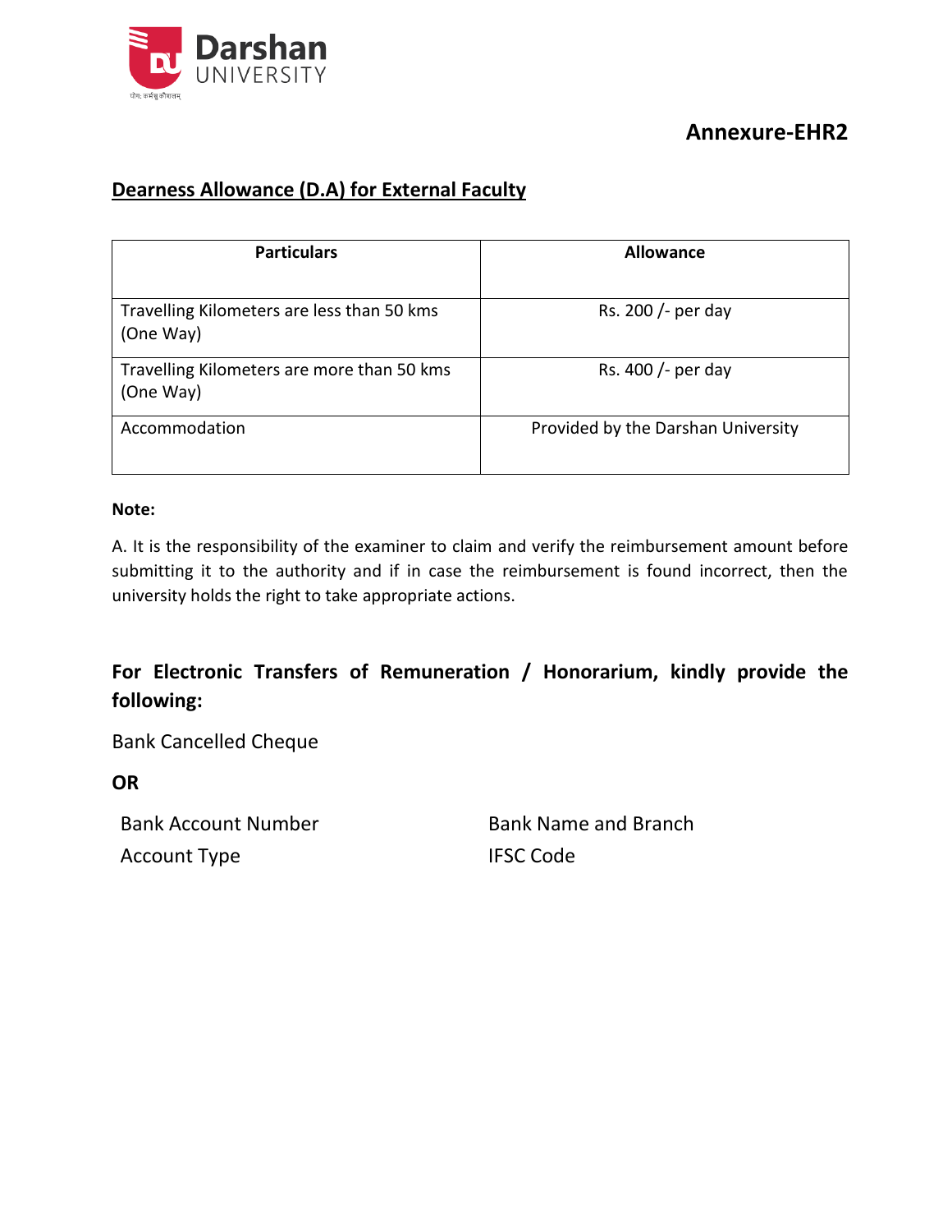# Annexure-EHR2

## Dearness Allowance (D.A) for External Faculty

| Particulars | Allowance |
|---|---|
| Travelling Kilometers are less than 50 kms (One Way) | Rs. 200 /- per day |
| Travelling Kilometers are more than 50 kms (One Way) | Rs. 400 /- per day |
| Accommodation | Provided by the Darshan University |

**Note:**

A. It is the responsibility of the examiner to claim and verify the reimbursement amount before submitting it to the authority and if in case the reimbursement is found incorrect, then the university holds the right to take appropriate actions.

### For Electronic Transfers of Remuneration / Honorarium, kindly provide the following:

Bank Cancelled Cheque

**OR**

Bank Account Number

Account Type

Bank Name and Branch

IFSC Code